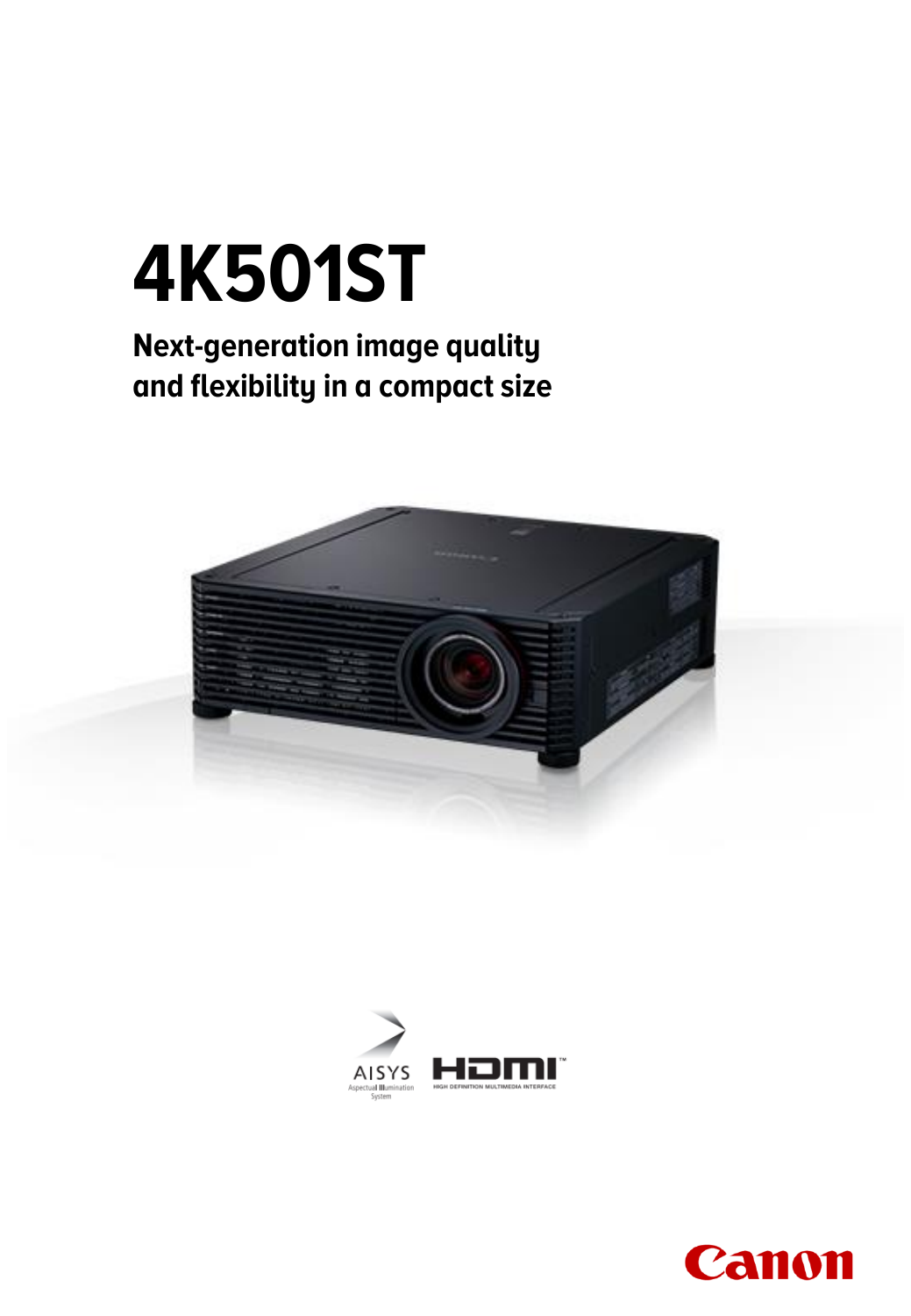# 4K501ST

## Next-generation image quality and flexibility in a compact size

AISYS Aspectual Illumination System

HDMI HIGH DEFINITION MULTIMEDIA INTERFACE

Canon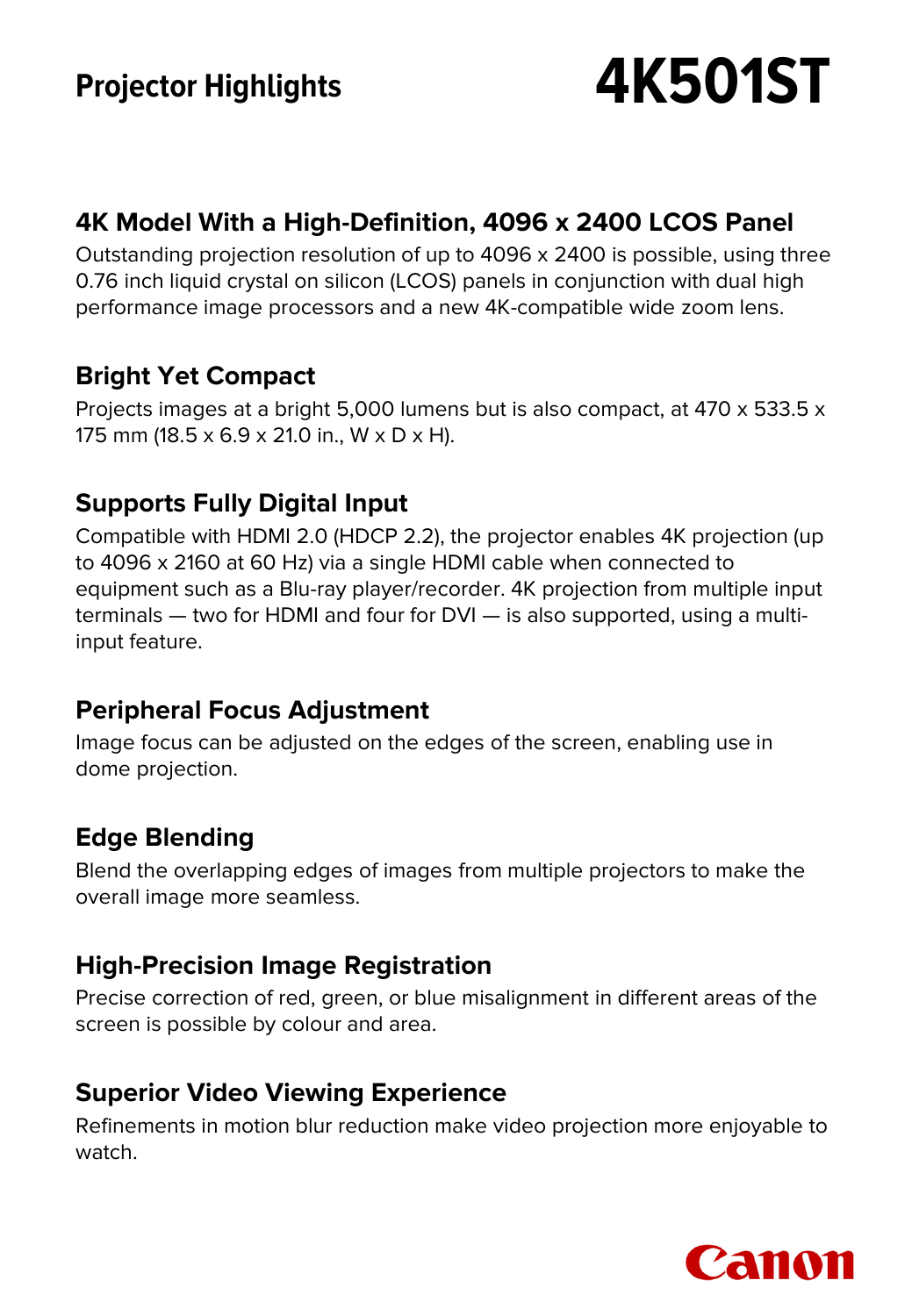# Projector Highlights

# 4K501ST

## 4K Model With a High-Definition, 4096 x 2400 LCOS Panel

Outstanding projection resolution of up to 4096 x 2400 is possible, using three 0.76 inch liquid crystal on silicon (LCOS) panels in conjunction with dual high performance image processors and a new 4K-compatible wide zoom lens.

## Bright Yet Compact

Projects images at a bright 5,000 lumens but is also compact, at 470 x 533.5 x 175 mm (18.5 x 6.9 x 21.0 in., W x D x H).

## Supports Fully Digital Input

Compatible with HDMI 2.0 (HDCP 2.2), the projector enables 4K projection (up to 4096 x 2160 at 60 Hz) via a single HDMI cable when connected to equipment such as a Blu-ray player/recorder. 4K projection from multiple input terminals — two for HDMI and four for DVI — is also supported, using a multi-input feature.

## Peripheral Focus Adjustment

Image focus can be adjusted on the edges of the screen, enabling use in dome projection.

## Edge Blending

Blend the overlapping edges of images from multiple projectors to make the overall image more seamless.

## High-Precision Image Registration

Precise correction of red, green, or blue misalignment in different areas of the screen is possible by colour and area.

## Superior Video Viewing Experience

Refinements in motion blur reduction make video projection more enjoyable to watch.

Canon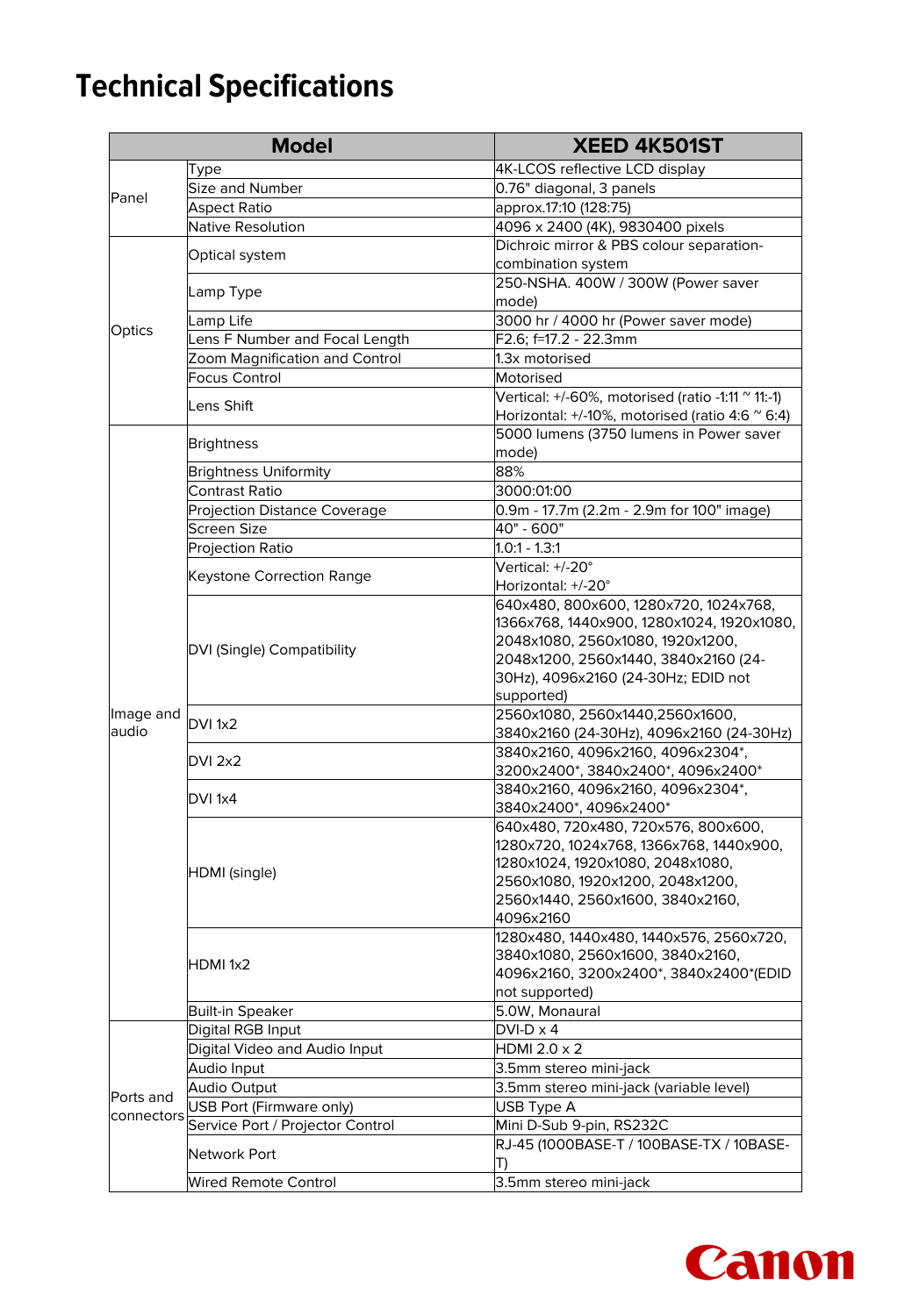# Technical Specifications

| Model | | XEED 4K501ST |
|---|---|---|
| Panel | Type | 4K-LCOS reflective LCD display |
| | Size and Number | 0.76" diagonal, 3 panels |
| | Aspect Ratio | approx.17:10 (128:75) |
| | Native Resolution | 4096 x 2400 (4K), 9830400 pixels |
| Optics | Optical system | Dichroic mirror & PBS colour separation-combination system |
| | Lamp Type | 250-NSHA. 400W / 300W (Power saver mode) |
| | Lamp Life | 3000 hr / 4000 hr (Power saver mode) |
| | Lens F Number and Focal Length | F2.6; f=17.2 - 22.3mm |
| | Zoom Magnification and Control | 1.3x motorised |
| | Focus Control | Motorised |
| | Lens Shift | Vertical: +/-60%, motorised (ratio -1:11 ~ 11:-1)<br>Horizontal: +/-10%, motorised (ratio 4:6 ~ 6:4) |
| Image and audio | Brightness | 5000 lumens (3750 lumens in Power saver mode) |
| | Brightness Uniformity | 88% |
| | Contrast Ratio | 3000:01:00 |
| | Projection Distance Coverage | 0.9m - 17.7m (2.2m - 2.9m for 100" image) |
| | Screen Size | 40" - 600" |
| | Projection Ratio | 1.0:1 - 1.3:1 |
| | Keystone Correction Range | Vertical: +/-20°<br>Horizontal: +/-20° |
| | DVI (Single) Compatibility | 640x480, 800x600, 1280x720, 1024x768, 1366x768, 1440x900, 1280x1024, 1920x1080, 2048x1080, 2560x1080, 1920x1200, 2048x1200, 2560x1440, 3840x2160 (24-30Hz), 4096x2160 (24-30Hz; EDID not supported) |
| | DVI 1x2 | 2560x1080, 2560x1440,2560x1600, 3840x2160 (24-30Hz), 4096x2160 (24-30Hz) |
| | DVI 2x2 | 3840x2160, 4096x2160, 4096x2304*, 3200x2400*, 3840x2400*, 4096x2400* |
| | DVI 1x4 | 3840x2160, 4096x2160, 4096x2304*, 3840x2400*, 4096x2400* |
| | HDMI (single) | 640x480, 720x480, 720x576, 800x600, 1280x720, 1024x768, 1366x768, 1440x900, 1280x1024, 1920x1080, 2048x1080, 2560x1080, 1920x1200, 2048x1200, 2560x1440, 2560x1600, 3840x2160, 4096x2160 |
| | HDMI 1x2 | 1280x480, 1440x480, 1440x576, 2560x720, 3840x1080, 2560x1600, 3840x2160, 4096x2160, 3200x2400*, 3840x2400*(EDID not supported) |
| | Built-in Speaker | 5.0W, Monaural |
| Ports and connectors | Digital RGB Input | DVI-D x 4 |
| | Digital Video and Audio Input | HDMI 2.0 x 2 |
| | Audio Input | 3.5mm stereo mini-jack |
| | Audio Output | 3.5mm stereo mini-jack (variable level) |
| | USB Port (Firmware only) | USB Type A |
| | Service Port / Projector Control | Mini D-Sub 9-pin, RS232C |
| | Network Port | RJ-45 (1000BASE-T / 100BASE-TX / 10BASE-T) |
| | Wired Remote Control | 3.5mm stereo mini-jack |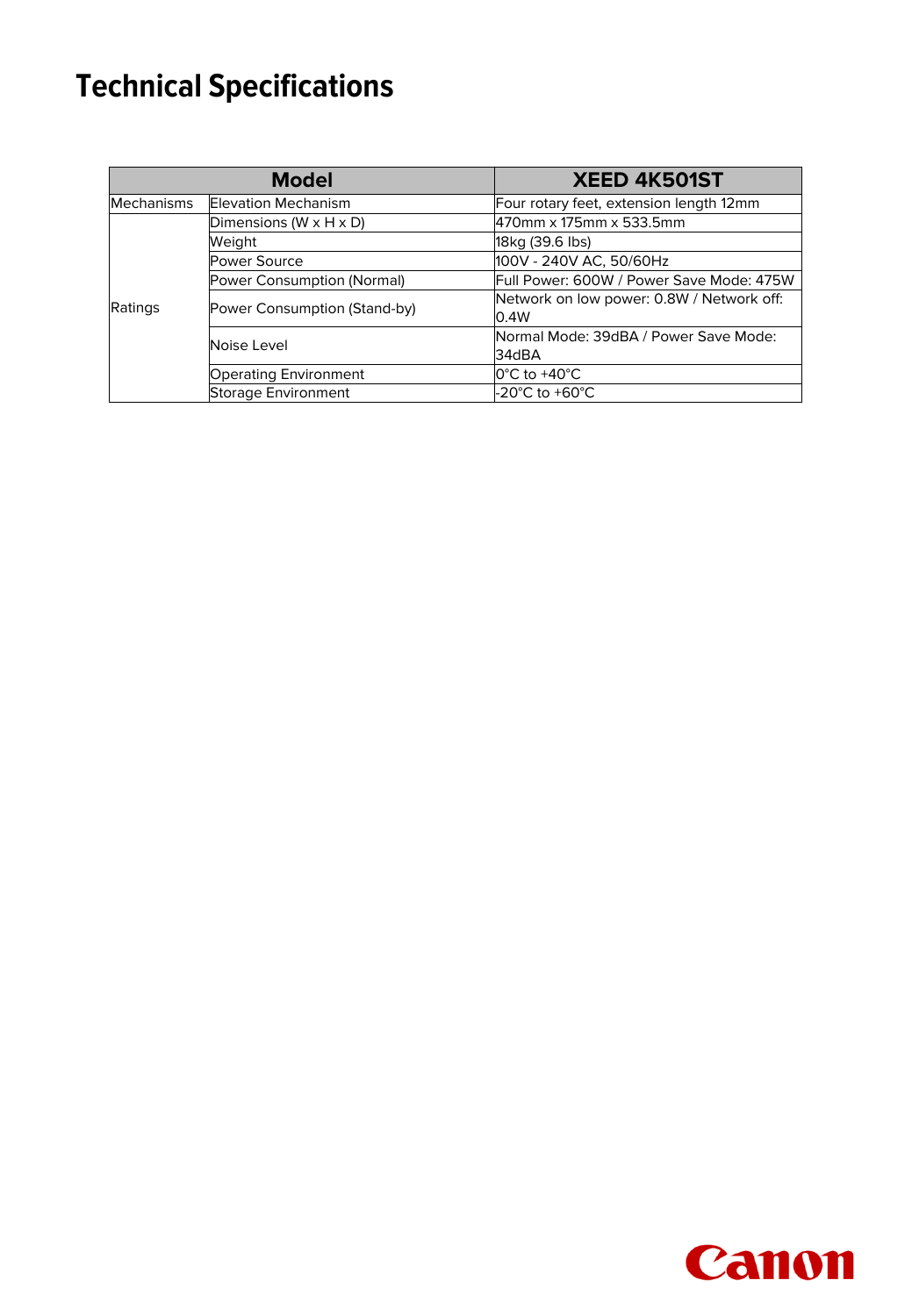# Technical Specifications

| Model | | XEED 4K501ST |
|---|---|---|
| Mechanisms | Elevation Mechanism | Four rotary feet, extension length 12mm |
| Ratings | Dimensions (W x H x D) | 470mm x 175mm x 533.5mm |
| | Weight | 18kg (39.6 lbs) |
| | Power Source | 100V - 240V AC, 50/60Hz |
| | Power Consumption (Normal) | Full Power: 600W / Power Save Mode: 475W |
| | Power Consumption (Stand-by) | Network on low power: 0.8W / Network off: 0.4W |
| | Noise Level | Normal Mode: 39dBA / Power Save Mode: 34dBA |
| | Operating Environment | 0°C to +40°C |
| | Storage Environment | -20°C to +60°C |